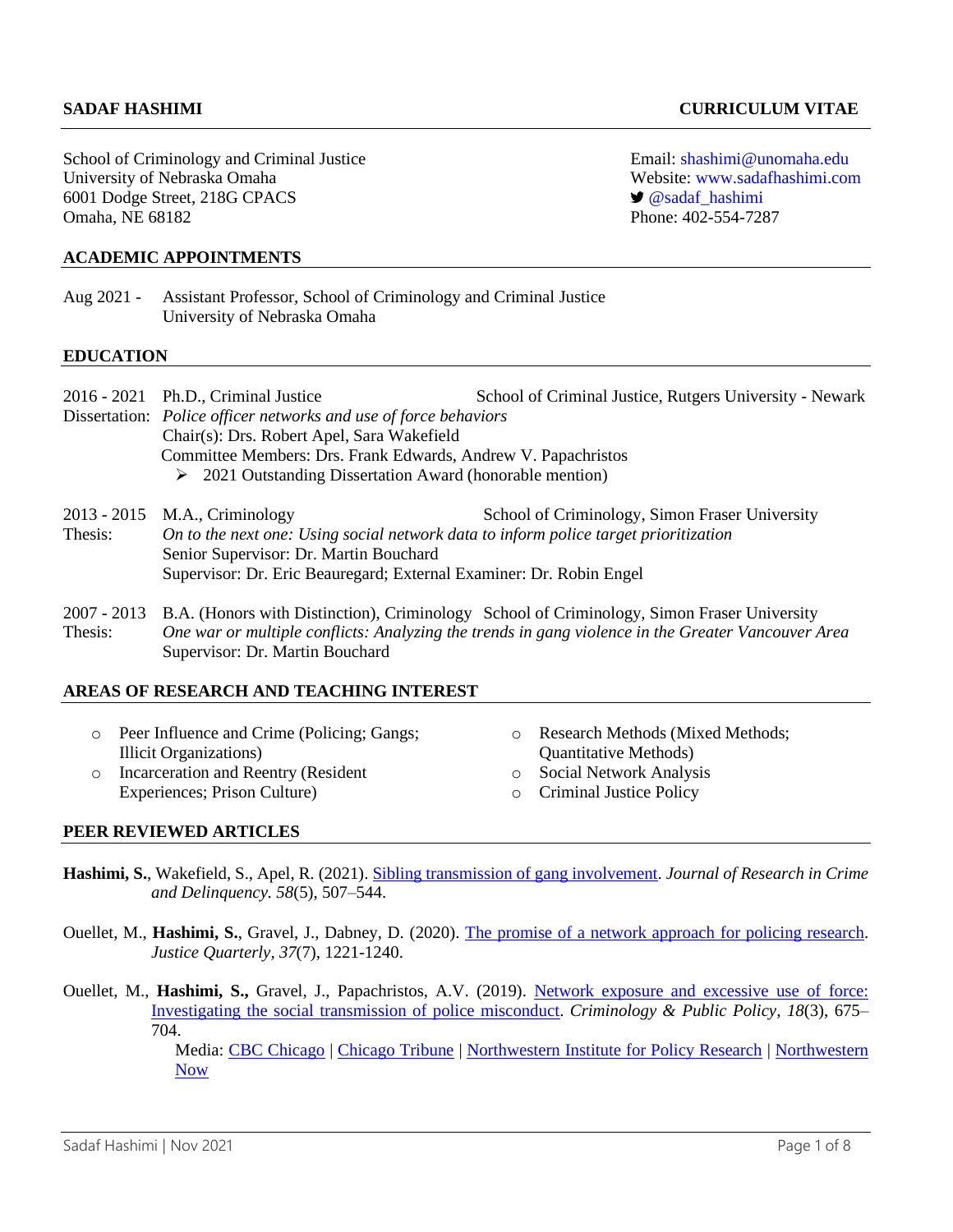**SADAF HASHIMI** **CURRICULUM VITAE**

School of Criminology and Criminal Justice
University of Nebraska Omaha
6001 Dodge Street, 218G CPACS
Omaha, NE 68182

Email: shashimi@unomaha.edu
Website: www.sadafhashimi.com
@sadaf_hashimi
Phone: 402-554-7287

## ACADEMIC APPOINTMENTS

Aug 2021 - Assistant Professor, School of Criminology and Criminal Justice
University of Nebraska Omaha

## EDUCATION

2016 - 2021 Ph.D., Criminal Justice — School of Criminal Justice, Rutgers University - Newark
Dissertation: *Police officer networks and use of force behaviors*
Chair(s): Drs. Robert Apel, Sara Wakefield
Committee Members: Drs. Frank Edwards, Andrew V. Papachristos
- 2021 Outstanding Dissertation Award (honorable mention)

2013 - 2015 M.A., Criminology — School of Criminology, Simon Fraser University
Thesis: *On to the next one: Using social network data to inform police target prioritization*
Senior Supervisor: Dr. Martin Bouchard
Supervisor: Dr. Eric Beauregard; External Examiner: Dr. Robin Engel

2007 - 2013 B.A. (Honors with Distinction), Criminology — School of Criminology, Simon Fraser University
Thesis: *One war or multiple conflicts: Analyzing the trends in gang violence in the Greater Vancouver Area*
Supervisor: Dr. Martin Bouchard

## AREAS OF RESEARCH AND TEACHING INTEREST

- Peer Influence and Crime (Policing; Gangs; Illicit Organizations)
- Incarceration and Reentry (Resident Experiences; Prison Culture)
- Research Methods (Mixed Methods; Quantitative Methods)
- Social Network Analysis
- Criminal Justice Policy

## PEER REVIEWED ARTICLES

**Hashimi, S.**, Wakefield, S., Apel, R. (2021). Sibling transmission of gang involvement. *Journal of Research in Crime and Delinquency. 58*(5), 507–544.

Ouellet, M., **Hashimi, S.**, Gravel, J., Dabney, D. (2020). The promise of a network approach for policing research. *Justice Quarterly, 37*(7), 1221-1240.

Ouellet, M., **Hashimi, S.,** Gravel, J., Papachristos, A.V. (2019). Network exposure and excessive use of force: Investigating the social transmission of police misconduct. *Criminology & Public Policy, 18*(3), 675–704.
Media: CBC Chicago | Chicago Tribune | Northwestern Institute for Policy Research | Northwestern Now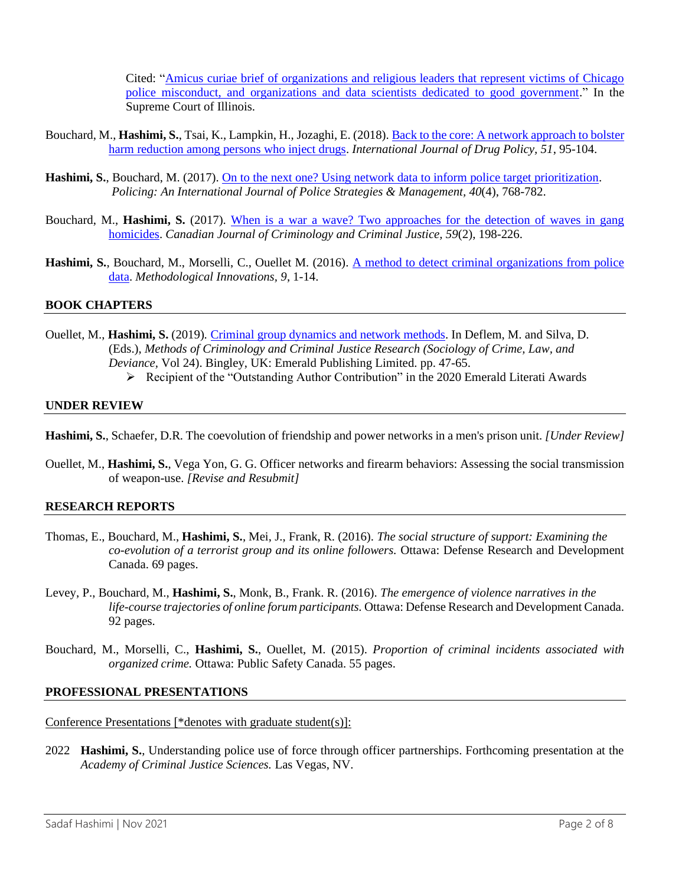Cited: "Amicus curiae brief of organizations and religious leaders that represent victims of Chicago police misconduct, and organizations and data scientists dedicated to good government." In the Supreme Court of Illinois.

Bouchard, M., **Hashimi, S.**, Tsai, K., Lampkin, H., Jozaghi, E. (2018). Back to the core: A network approach to bolster harm reduction among persons who inject drugs. *International Journal of Drug Policy, 51*, 95-104.

**Hashimi, S.**, Bouchard, M. (2017). On to the next one? Using network data to inform police target prioritization. *Policing: An International Journal of Police Strategies & Management, 40*(4), 768-782.

Bouchard, M., **Hashimi, S.** (2017). When is a war a wave? Two approaches for the detection of waves in gang homicides. *Canadian Journal of Criminology and Criminal Justice, 59*(2), 198-226.

**Hashimi, S.**, Bouchard, M., Morselli, C., Ouellet M. (2016). A method to detect criminal organizations from police data. *Methodological Innovations, 9*, 1-14.

## BOOK CHAPTERS

Ouellet, M., **Hashimi, S.** (2019). Criminal group dynamics and network methods. In Deflem, M. and Silva, D. (Eds.), *Methods of Criminology and Criminal Justice Research (Sociology of Crime, Law, and Deviance,* Vol 24). Bingley, UK: Emerald Publishing Limited. pp. 47-65.

- Recipient of the "Outstanding Author Contribution" in the 2020 Emerald Literati Awards

## UNDER REVIEW

**Hashimi, S.**, Schaefer, D.R. The coevolution of friendship and power networks in a men's prison unit. *[Under Review]*

Ouellet, M., **Hashimi, S.**, Vega Yon, G. G. Officer networks and firearm behaviors: Assessing the social transmission of weapon-use. *[Revise and Resubmit]*

## RESEARCH REPORTS

Thomas, E., Bouchard, M., **Hashimi, S.**, Mei, J., Frank, R. (2016). *The social structure of support: Examining the co-evolution of a terrorist group and its online followers.* Ottawa: Defense Research and Development Canada. 69 pages.

Levey, P., Bouchard, M., **Hashimi, S.**, Monk, B., Frank. R. (2016). *The emergence of violence narratives in the life-course trajectories of online forum participants.* Ottawa: Defense Research and Development Canada. 92 pages.

Bouchard, M., Morselli, C., **Hashimi, S.**, Ouellet, M. (2015). *Proportion of criminal incidents associated with organized crime.* Ottawa: Public Safety Canada. 55 pages.

## PROFESSIONAL PRESENTATIONS

Conference Presentations [*denotes with graduate student(s)]:

2022 **Hashimi, S.**, Understanding police use of force through officer partnerships. Forthcoming presentation at the *Academy of Criminal Justice Sciences.* Las Vegas, NV.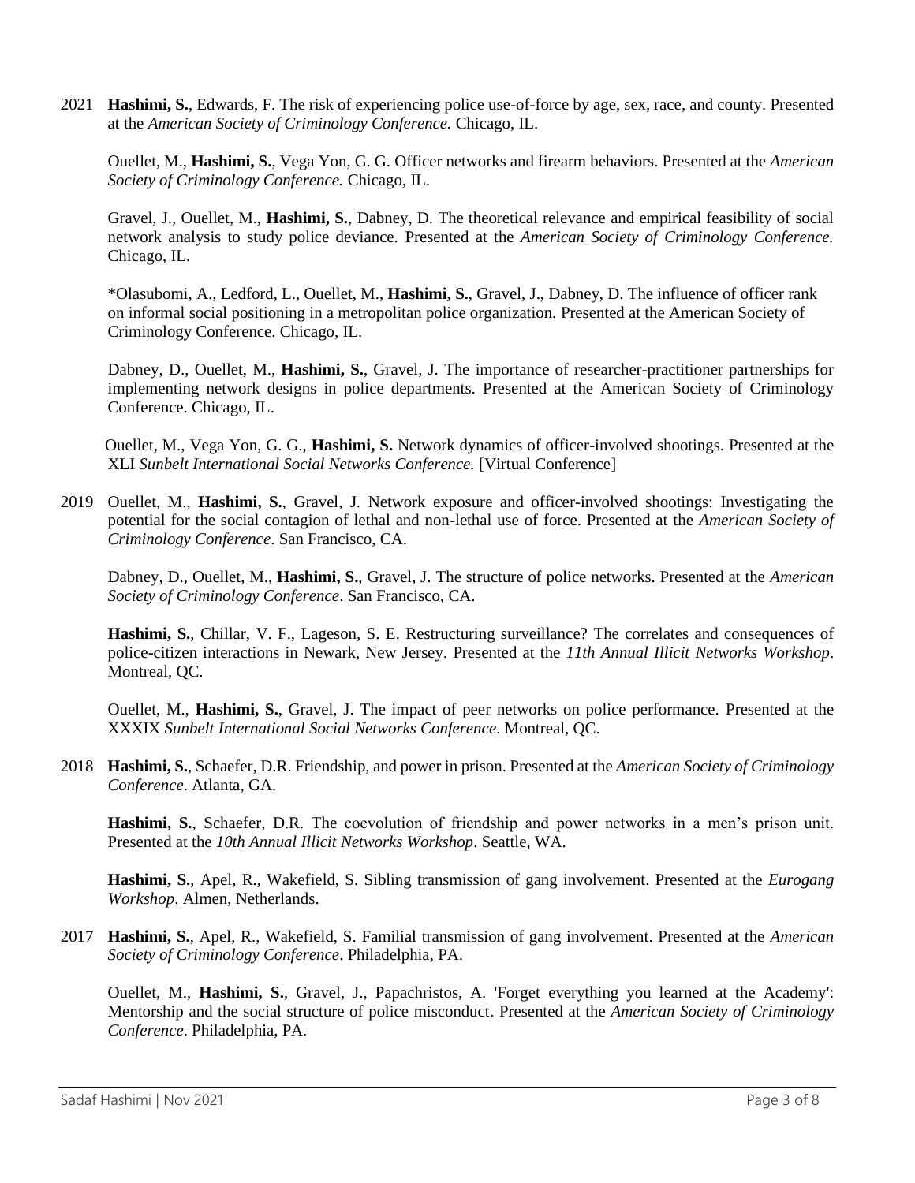2021 **Hashimi, S.**, Edwards, F. The risk of experiencing police use-of-force by age, sex, race, and county. Presented at the *American Society of Criminology Conference.* Chicago, IL.

Ouellet, M., **Hashimi, S.**, Vega Yon, G. G. Officer networks and firearm behaviors. Presented at the *American Society of Criminology Conference.* Chicago, IL.

Gravel, J., Ouellet, M., **Hashimi, S.**, Dabney, D. The theoretical relevance and empirical feasibility of social network analysis to study police deviance. Presented at the *American Society of Criminology Conference.* Chicago, IL.

*Olasubomi, A., Ledford, L., Ouellet, M., **Hashimi, S.**, Gravel, J., Dabney, D. The influence of officer rank on informal social positioning in a metropolitan police organization. Presented at the American Society of Criminology Conference. Chicago, IL.

Dabney, D., Ouellet, M., **Hashimi, S.**, Gravel, J. The importance of researcher-practitioner partnerships for implementing network designs in police departments. Presented at the American Society of Criminology Conference. Chicago, IL.

Ouellet, M., Vega Yon, G. G., **Hashimi, S.** Network dynamics of officer-involved shootings. Presented at the XLI *Sunbelt International Social Networks Conference.* [Virtual Conference]

2019 Ouellet, M., **Hashimi, S.**, Gravel, J. Network exposure and officer-involved shootings: Investigating the potential for the social contagion of lethal and non-lethal use of force. Presented at the *American Society of Criminology Conference*. San Francisco, CA.

Dabney, D., Ouellet, M., **Hashimi, S.**, Gravel, J. The structure of police networks. Presented at the *American Society of Criminology Conference*. San Francisco, CA.

**Hashimi, S.**, Chillar, V. F., Lageson, S. E. Restructuring surveillance? The correlates and consequences of police-citizen interactions in Newark, New Jersey. Presented at the *11th Annual Illicit Networks Workshop*. Montreal, QC.

Ouellet, M., **Hashimi, S.**, Gravel, J. The impact of peer networks on police performance. Presented at the XXXIX *Sunbelt International Social Networks Conference*. Montreal, QC.

2018 **Hashimi, S.**, Schaefer, D.R. Friendship, and power in prison. Presented at the *American Society of Criminology Conference*. Atlanta, GA.

**Hashimi, S.**, Schaefer, D.R. The coevolution of friendship and power networks in a men's prison unit. Presented at the *10th Annual Illicit Networks Workshop*. Seattle, WA.

**Hashimi, S.**, Apel, R., Wakefield, S. Sibling transmission of gang involvement. Presented at the *Eurogang Workshop*. Almen, Netherlands.

2017 **Hashimi, S.**, Apel, R., Wakefield, S. Familial transmission of gang involvement. Presented at the *American Society of Criminology Conference*. Philadelphia, PA.

Ouellet, M., **Hashimi, S.**, Gravel, J., Papachristos, A. 'Forget everything you learned at the Academy': Mentorship and the social structure of police misconduct. Presented at the *American Society of Criminology Conference*. Philadelphia, PA.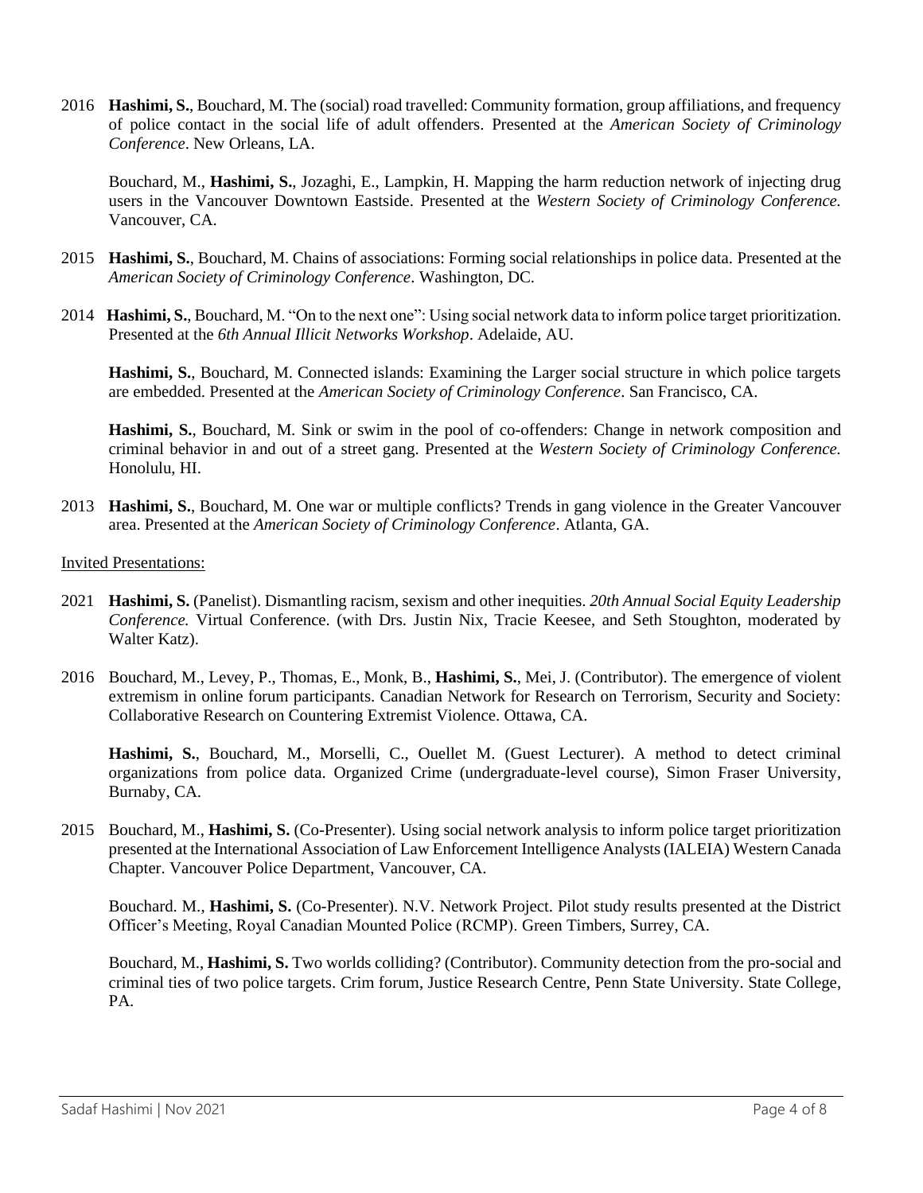2016 **Hashimi, S.**, Bouchard, M. The (social) road travelled: Community formation, group affiliations, and frequency of police contact in the social life of adult offenders. Presented at the *American Society of Criminology Conference*. New Orleans, LA.

Bouchard, M., **Hashimi, S.**, Jozaghi, E., Lampkin, H. Mapping the harm reduction network of injecting drug users in the Vancouver Downtown Eastside. Presented at the *Western Society of Criminology Conference.* Vancouver, CA.

2015 **Hashimi, S.**, Bouchard, M. Chains of associations: Forming social relationships in police data. Presented at the *American Society of Criminology Conference*. Washington, DC.

2014 **Hashimi, S.**, Bouchard, M. "On to the next one": Using social network data to inform police target prioritization. Presented at the *6th Annual Illicit Networks Workshop*. Adelaide, AU.

**Hashimi, S.**, Bouchard, M. Connected islands: Examining the Larger social structure in which police targets are embedded. Presented at the *American Society of Criminology Conference*. San Francisco, CA.

**Hashimi, S.**, Bouchard, M. Sink or swim in the pool of co-offenders: Change in network composition and criminal behavior in and out of a street gang. Presented at the *Western Society of Criminology Conference.* Honolulu, HI.

2013 **Hashimi, S.**, Bouchard, M. One war or multiple conflicts? Trends in gang violence in the Greater Vancouver area. Presented at the *American Society of Criminology Conference*. Atlanta, GA.

Invited Presentations:

2021 **Hashimi, S.** (Panelist). Dismantling racism, sexism and other inequities. *20th Annual Social Equity Leadership Conference.* Virtual Conference. (with Drs. Justin Nix, Tracie Keesee, and Seth Stoughton, moderated by Walter Katz).

2016 Bouchard, M., Levey, P., Thomas, E., Monk, B., **Hashimi, S.**, Mei, J. (Contributor). The emergence of violent extremism in online forum participants. Canadian Network for Research on Terrorism, Security and Society: Collaborative Research on Countering Extremist Violence. Ottawa, CA.

**Hashimi, S.**, Bouchard, M., Morselli, C., Ouellet M. (Guest Lecturer). A method to detect criminal organizations from police data. Organized Crime (undergraduate-level course), Simon Fraser University, Burnaby, CA.

2015 Bouchard, M., **Hashimi, S.** (Co-Presenter). Using social network analysis to inform police target prioritization presented at the International Association of Law Enforcement Intelligence Analysts (IALEIA) Western Canada Chapter. Vancouver Police Department, Vancouver, CA.

Bouchard. M., **Hashimi, S.** (Co-Presenter). N.V. Network Project. Pilot study results presented at the District Officer's Meeting, Royal Canadian Mounted Police (RCMP). Green Timbers, Surrey, CA.

Bouchard, M., **Hashimi, S.** Two worlds colliding? (Contributor). Community detection from the pro-social and criminal ties of two police targets. Crim forum, Justice Research Centre, Penn State University. State College, PA.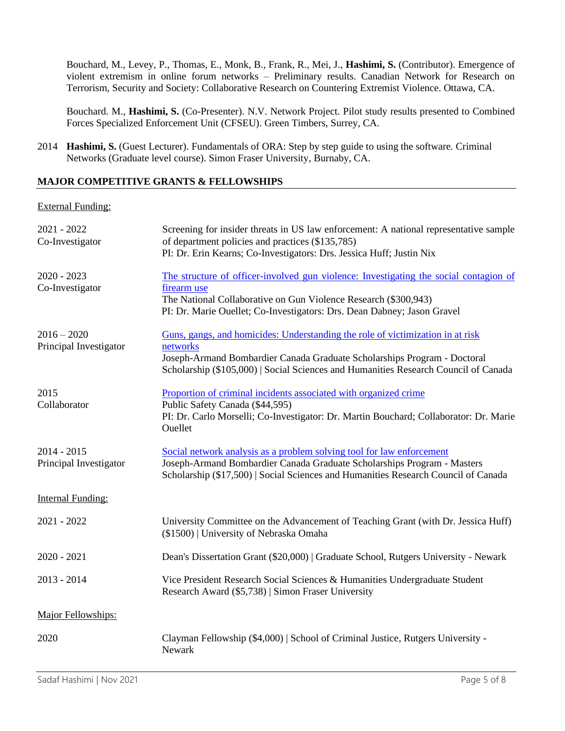Bouchard, M., Levey, P., Thomas, E., Monk, B., Frank, R., Mei, J., **Hashimi, S.** (Contributor). Emergence of violent extremism in online forum networks – Preliminary results. Canadian Network for Research on Terrorism, Security and Society: Collaborative Research on Countering Extremist Violence. Ottawa, CA.

Bouchard. M., **Hashimi, S.** (Co-Presenter). N.V. Network Project. Pilot study results presented to Combined Forces Specialized Enforcement Unit (CFSEU). Green Timbers, Surrey, CA.

2014 **Hashimi, S.** (Guest Lecturer). Fundamentals of ORA: Step by step guide to using the software. Criminal Networks (Graduate level course). Simon Fraser University, Burnaby, CA.

## MAJOR COMPETITIVE GRANTS & FELLOWSHIPS

<u>External Funding:</u>

| | |
|---|---|
| 2021 - 2022<br>Co-Investigator | Screening for insider threats in US law enforcement: A national representative sample of department policies and practices ($135,785)<br>PI: Dr. Erin Kearns; Co-Investigators: Drs. Jessica Huff; Justin Nix |
| 2020 - 2023<br>Co-Investigator | <u>The structure of officer-involved gun violence: Investigating the social contagion of firearm use</u><br>The National Collaborative on Gun Violence Research ($300,943)<br>PI: Dr. Marie Ouellet; Co-Investigators: Drs. Dean Dabney; Jason Gravel |
| 2016 – 2020<br>Principal Investigator | <u>Guns, gangs, and homicides: Understanding the role of victimization in at risk networks</u><br>Joseph-Armand Bombardier Canada Graduate Scholarships Program - Doctoral Scholarship ($105,000) \| Social Sciences and Humanities Research Council of Canada |
| 2015<br>Collaborator | <u>Proportion of criminal incidents associated with organized crime</u><br>Public Safety Canada ($44,595)<br>PI: Dr. Carlo Morselli; Co-Investigator: Dr. Martin Bouchard; Collaborator: Dr. Marie Ouellet |
| 2014 - 2015<br>Principal Investigator | <u>Social network analysis as a problem solving tool for law enforcement</u><br>Joseph-Armand Bombardier Canada Graduate Scholarships Program - Masters Scholarship ($17,500) \| Social Sciences and Humanities Research Council of Canada |

<u>Internal Funding:</u>

| | |
|---|---|
| 2021 - 2022 | University Committee on the Advancement of Teaching Grant (with Dr. Jessica Huff) ($1500) \| University of Nebraska Omaha |
| 2020 - 2021 | Dean's Dissertation Grant ($20,000) \| Graduate School, Rutgers University - Newark |
| 2013 - 2014 | Vice President Research Social Sciences & Humanities Undergraduate Student Research Award ($5,738) \| Simon Fraser University |

<u>Major Fellowships:</u>

| | |
|---|---|
| 2020 | Clayman Fellowship ($4,000) \| School of Criminal Justice, Rutgers University - Newark |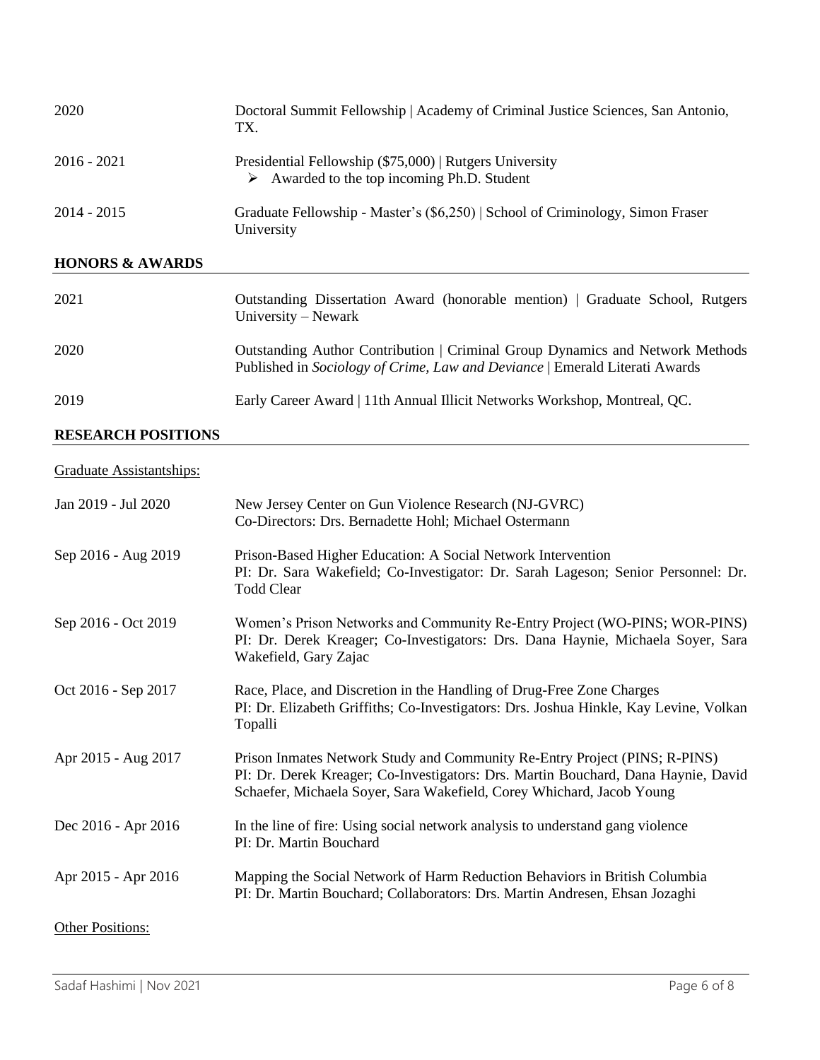| | |
|---|---|
| 2020 | Doctoral Summit Fellowship \| Academy of Criminal Justice Sciences, San Antonio, TX. |
| 2016 - 2021 | Presidential Fellowship ($75,000) \| Rutgers University<br>➢ Awarded to the top incoming Ph.D. Student |
| 2014 - 2015 | Graduate Fellowship - Master's ($6,250) \| School of Criminology, Simon Fraser University |

## HONORS & AWARDS

| | |
|---|---|
| 2021 | Outstanding Dissertation Award (honorable mention) \| Graduate School, Rutgers University – Newark |
| 2020 | Outstanding Author Contribution \| Criminal Group Dynamics and Network Methods Published in *Sociology of Crime, Law and Deviance* \| Emerald Literati Awards |
| 2019 | Early Career Award \| 11th Annual Illicit Networks Workshop, Montreal, QC. |

## RESEARCH POSITIONS

Graduate Assistantships:

| | |
|---|---|
| Jan 2019 - Jul 2020 | New Jersey Center on Gun Violence Research (NJ-GVRC)<br>Co-Directors: Drs. Bernadette Hohl; Michael Ostermann |
| Sep 2016 - Aug 2019 | Prison-Based Higher Education: A Social Network Intervention<br>PI: Dr. Sara Wakefield; Co-Investigator: Dr. Sarah Lageson; Senior Personnel: Dr. Todd Clear |
| Sep 2016 - Oct 2019 | Women's Prison Networks and Community Re-Entry Project (WO-PINS; WOR-PINS)<br>PI: Dr. Derek Kreager; Co-Investigators: Drs. Dana Haynie, Michaela Soyer, Sara Wakefield, Gary Zajac |
| Oct 2016 - Sep 2017 | Race, Place, and Discretion in the Handling of Drug-Free Zone Charges<br>PI: Dr. Elizabeth Griffiths; Co-Investigators: Drs. Joshua Hinkle, Kay Levine, Volkan Topalli |
| Apr 2015 - Aug 2017 | Prison Inmates Network Study and Community Re-Entry Project (PINS; R-PINS)<br>PI: Dr. Derek Kreager; Co-Investigators: Drs. Martin Bouchard, Dana Haynie, David Schaefer, Michaela Soyer, Sara Wakefield, Corey Whichard, Jacob Young |
| Dec 2016 - Apr 2016 | In the line of fire: Using social network analysis to understand gang violence<br>PI: Dr. Martin Bouchard |
| Apr 2015 - Apr 2016 | Mapping the Social Network of Harm Reduction Behaviors in British Columbia<br>PI: Dr. Martin Bouchard; Collaborators: Drs. Martin Andresen, Ehsan Jozaghi |

Other Positions: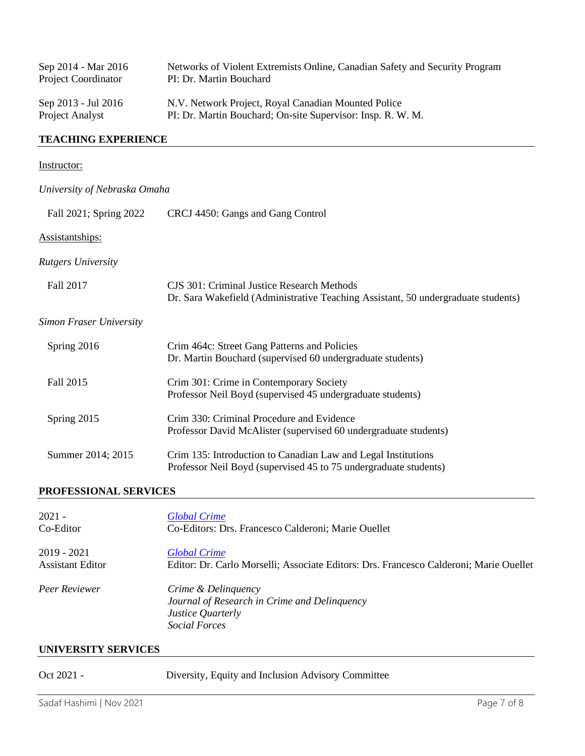Sep 2014 - Mar 2016
Project Coordinator

Networks of Violent Extremists Online, Canadian Safety and Security Program
PI: Dr. Martin Bouchard

Sep 2013 - Jul 2016
Project Analyst

N.V. Network Project, Royal Canadian Mounted Police
PI: Dr. Martin Bouchard; On-site Supervisor: Insp. R. W. M.

## TEACHING EXPERIENCE

Instructor:

*University of Nebraska Omaha*

Fall 2021; Spring 2022 — CRCJ 4450: Gangs and Gang Control

Assistantships:

*Rutgers University*

Fall 2017 — CJS 301: Criminal Justice Research Methods
Dr. Sara Wakefield (Administrative Teaching Assistant, 50 undergraduate students)

*Simon Fraser University*

Spring 2016 — Crim 464c: Street Gang Patterns and Policies
Dr. Martin Bouchard (supervised 60 undergraduate students)

Fall 2015 — Crim 301: Crime in Contemporary Society
Professor Neil Boyd (supervised 45 undergraduate students)

Spring 2015 — Crim 330: Criminal Procedure and Evidence
Professor David McAlister (supervised 60 undergraduate students)

Summer 2014; 2015 — Crim 135: Introduction to Canadian Law and Legal Institutions
Professor Neil Boyd (supervised 45 to 75 undergraduate students)

## PROFESSIONAL SERVICES

2021 -
Co-Editor

*Global Crime*
Co-Editors: Drs. Francesco Calderoni; Marie Ouellet

2019 - 2021
Assistant Editor

*Global Crime*
Editor: Dr. Carlo Morselli; Associate Editors: Drs. Francesco Calderoni; Marie Ouellet

*Peer Reviewer*

*Crime & Delinquency*
*Journal of Research in Crime and Delinquency*
*Justice Quarterly*
*Social Forces*

## UNIVERSITY SERVICES

Oct 2021 - — Diversity, Equity and Inclusion Advisory Committee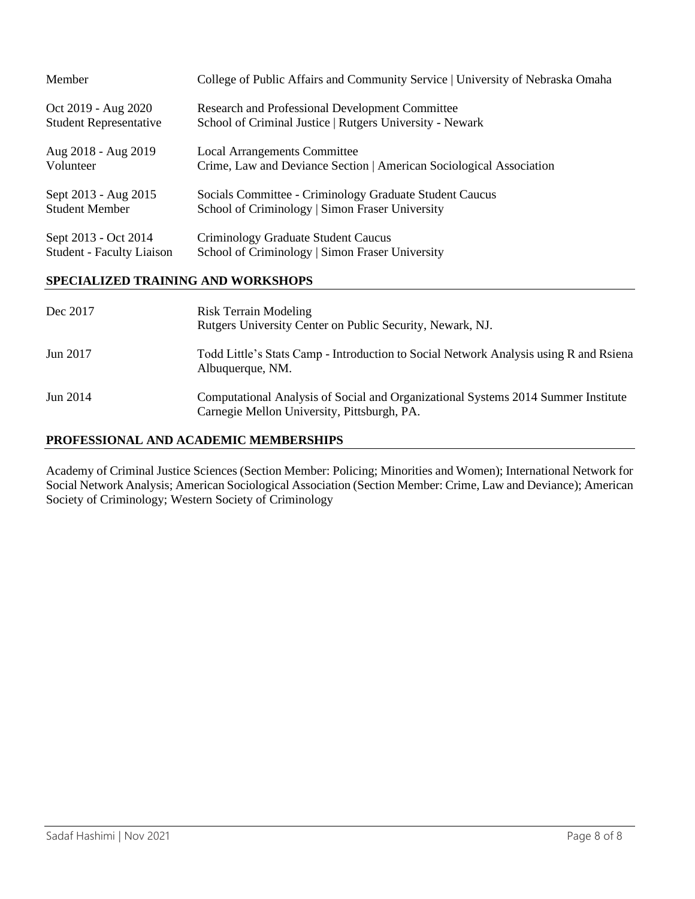| | |
|---|---|
| Member | College of Public Affairs and Community Service \| University of Nebraska Omaha |
| Oct 2019 - Aug 2020<br>Student Representative | Research and Professional Development Committee<br>School of Criminal Justice \| Rutgers University - Newark |
| Aug 2018 - Aug 2019<br>Volunteer | Local Arrangements Committee<br>Crime, Law and Deviance Section \| American Sociological Association |
| Sept 2013 - Aug 2015<br>Student Member | Socials Committee - Criminology Graduate Student Caucus<br>School of Criminology \| Simon Fraser University |
| Sept 2013 - Oct 2014<br>Student - Faculty Liaison | Criminology Graduate Student Caucus<br>School of Criminology \| Simon Fraser University |

## SPECIALIZED TRAINING AND WORKSHOPS

| | |
|---|---|
| Dec 2017 | Risk Terrain Modeling<br>Rutgers University Center on Public Security, Newark, NJ. |
| Jun 2017 | Todd Little's Stats Camp - Introduction to Social Network Analysis using R and Rsiena<br>Albuquerque, NM. |
| Jun 2014 | Computational Analysis of Social and Organizational Systems 2014 Summer Institute<br>Carnegie Mellon University, Pittsburgh, PA. |

## PROFESSIONAL AND ACADEMIC MEMBERSHIPS

Academy of Criminal Justice Sciences (Section Member: Policing; Minorities and Women); International Network for Social Network Analysis; American Sociological Association (Section Member: Crime, Law and Deviance); American Society of Criminology; Western Society of Criminology